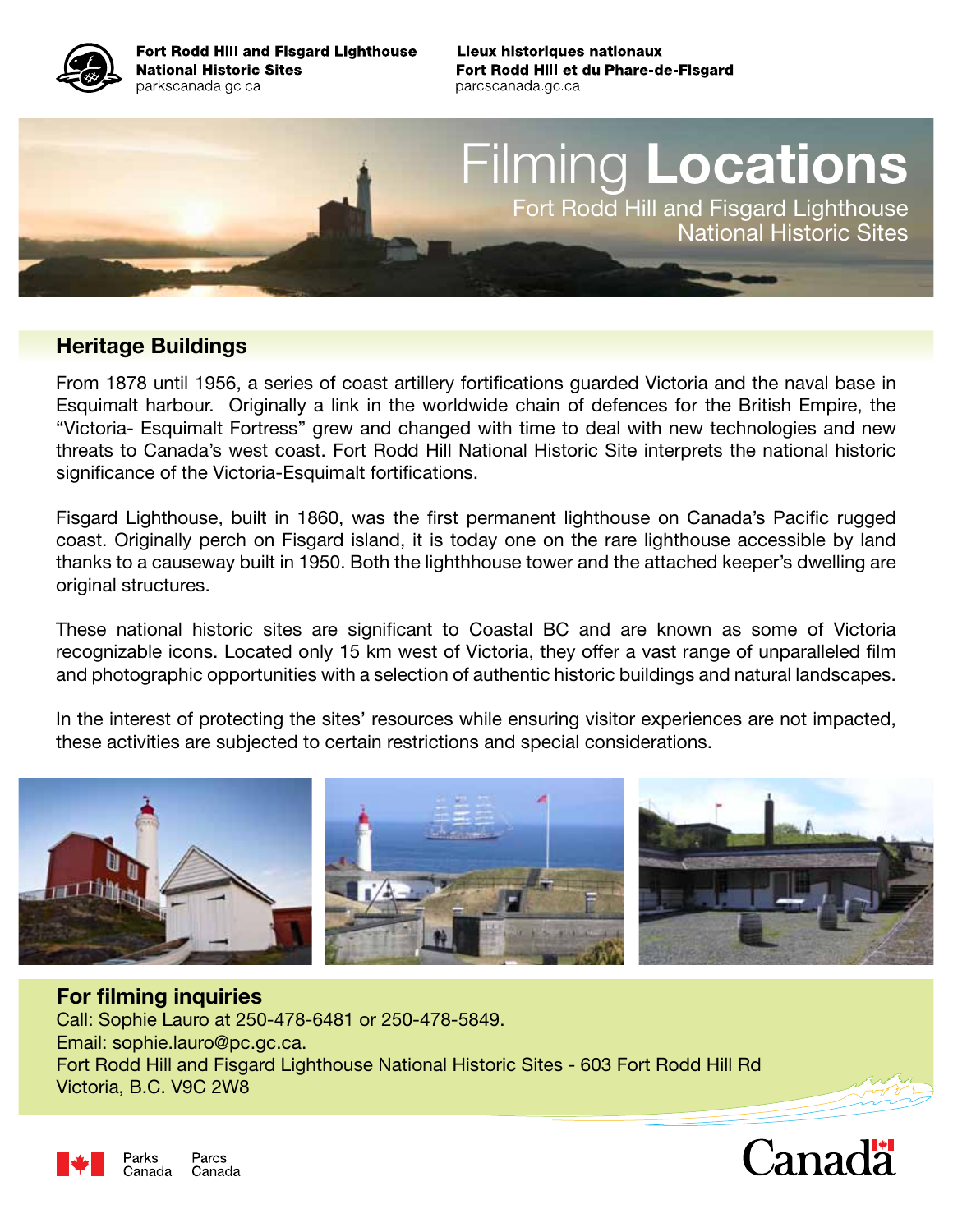**Fort Rodd Hill and Fisgard Lighthouse National Historic Sites**
parkscanada.gc.ca

**Lieux historiques nationaux Fort Rodd Hill et du Phare-de-Fisgard**
parcscanada.gc.ca

# Filming **Locations**

Fort Rodd Hill and Fisgard Lighthouse National Historic Sites

## Heritage Buildings

From 1878 until 1956, a series of coast artillery fortifications guarded Victoria and the naval base in Esquimalt harbour. Originally a link in the worldwide chain of defences for the British Empire, the "Victoria- Esquimalt Fortress" grew and changed with time to deal with new technologies and new threats to Canada's west coast. Fort Rodd Hill National Historic Site interprets the national historic significance of the Victoria-Esquimalt fortifications.

Fisgard Lighthouse, built in 1860, was the first permanent lighthouse on Canada's Pacific rugged coast. Originally perch on Fisgard island, it is today one on the rare lighthouse accessible by land thanks to a causeway built in 1950. Both the lighthhouse tower and the attached keeper's dwelling are original structures.

These national historic sites are significant to Coastal BC and are known as some of Victoria recognizable icons. Located only 15 km west of Victoria, they offer a vast range of unparalleled film and photographic opportunities with a selection of authentic historic buildings and natural landscapes.

In the interest of protecting the sites' resources while ensuring visitor experiences are not impacted, these activities are subjected to certain restrictions and special considerations.

## For filming inquiries

Call: Sophie Lauro at 250-478-6481 or 250-478-5849.
Email: sophie.lauro@pc.gc.ca.
Fort Rodd Hill and Fisgard Lighthouse National Historic Sites - 603 Fort Rodd Hill Rd
Victoria, B.C. V9C 2W8

Parks Canada Parcs Canada

Canada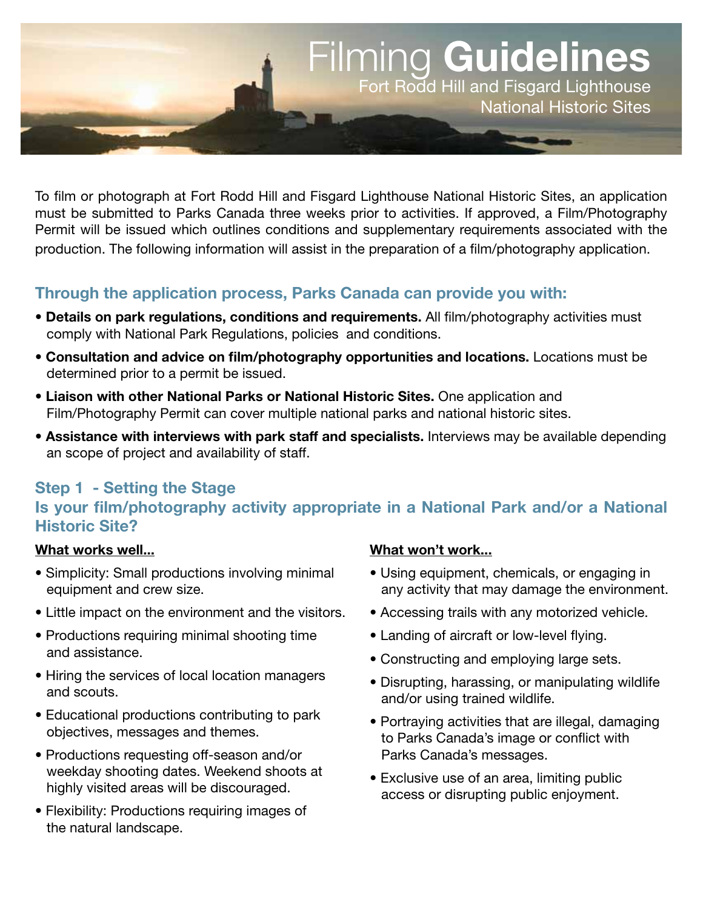# Filming **Guidelines**

## Fort Rodd Hill and Fisgard Lighthouse National Historic Sites

To film or photograph at Fort Rodd Hill and Fisgard Lighthouse National Historic Sites, an application must be submitted to Parks Canada three weeks prior to activities. If approved, a Film/Photography Permit will be issued which outlines conditions and supplementary requirements associated with the production. The following information will assist in the preparation of a film/photography application.

### Through the application process, Parks Canada can provide you with:

- **Details on park regulations, conditions and requirements.** All film/photography activities must comply with National Park Regulations, policies and conditions.
- **Consultation and advice on film/photography opportunities and locations.** Locations must be determined prior to a permit be issued.
- **Liaison with other National Parks or National Historic Sites.** One application and Film/Photography Permit can cover multiple national parks and national historic sites.
- **Assistance with interviews with park staff and specialists.** Interviews may be available depending an scope of project and availability of staff.

### Step 1 - Setting the Stage

### Is your film/photography activity appropriate in a National Park and/or a National Historic Site?

**What works well...**

- Simplicity: Small productions involving minimal equipment and crew size.
- Little impact on the environment and the visitors.
- Productions requiring minimal shooting time and assistance.
- Hiring the services of local location managers and scouts.
- Educational productions contributing to park objectives, messages and themes.
- Productions requesting off-season and/or weekday shooting dates. Weekend shoots at highly visited areas will be discouraged.
- Flexibility: Productions requiring images of the natural landscape.

**What won't work...**

- Using equipment, chemicals, or engaging in any activity that may damage the environment.
- Accessing trails with any motorized vehicle.
- Landing of aircraft or low-level flying.
- Constructing and employing large sets.
- Disrupting, harassing, or manipulating wildlife and/or using trained wildlife.
- Portraying activities that are illegal, damaging to Parks Canada's image or conflict with Parks Canada's messages.
- Exclusive use of an area, limiting public access or disrupting public enjoyment.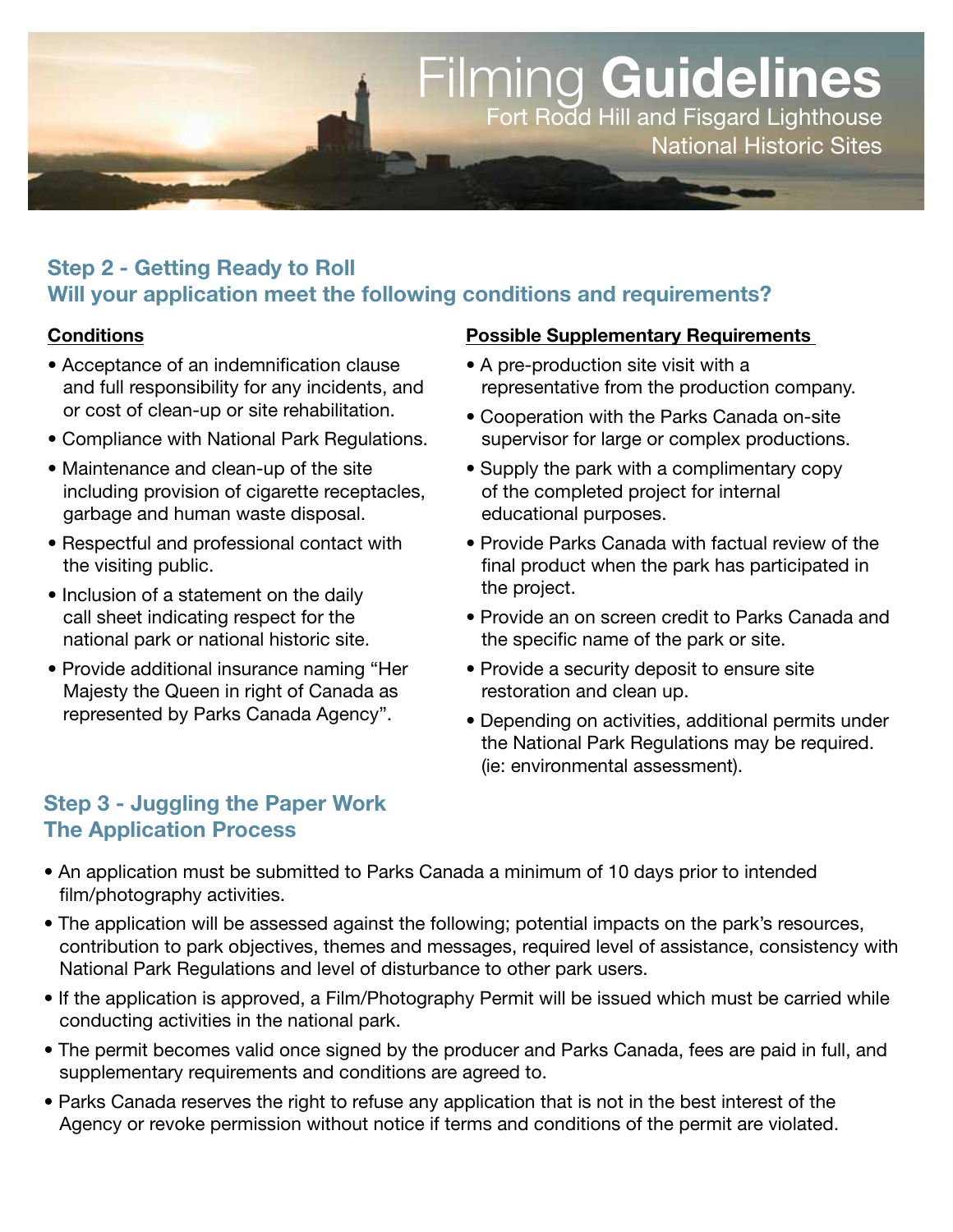# Filming **Guidelines**

Fort Rodd Hill and Fisgard Lighthouse National Historic Sites

## Step 2 - Getting Ready to Roll
## Will your application meet the following conditions and requirements?

### Conditions

- Acceptance of an indemnification clause and full responsibility for any incidents, and or cost of clean-up or site rehabilitation.
- Compliance with National Park Regulations.
- Maintenance and clean-up of the site including provision of cigarette receptacles, garbage and human waste disposal.
- Respectful and professional contact with the visiting public.
- Inclusion of a statement on the daily call sheet indicating respect for the national park or national historic site.
- Provide additional insurance naming "Her Majesty the Queen in right of Canada as represented by Parks Canada Agency".

### Possible Supplementary Requirements

- A pre-production site visit with a representative from the production company.
- Cooperation with the Parks Canada on-site supervisor for large or complex productions.
- Supply the park with a complimentary copy of the completed project for internal educational purposes.
- Provide Parks Canada with factual review of the final product when the park has participated in the project.
- Provide an on screen credit to Parks Canada and the specific name of the park or site.
- Provide a security deposit to ensure site restoration and clean up.
- Depending on activities, additional permits under the National Park Regulations may be required. (ie: environmental assessment).

## Step 3 - Juggling the Paper Work
## The Application Process

- An application must be submitted to Parks Canada a minimum of 10 days prior to intended film/photography activities.
- The application will be assessed against the following; potential impacts on the park's resources, contribution to park objectives, themes and messages, required level of assistance, consistency with National Park Regulations and level of disturbance to other park users.
- If the application is approved, a Film/Photography Permit will be issued which must be carried while conducting activities in the national park.
- The permit becomes valid once signed by the producer and Parks Canada, fees are paid in full, and supplementary requirements and conditions are agreed to.
- Parks Canada reserves the right to refuse any application that is not in the best interest of the Agency or revoke permission without notice if terms and conditions of the permit are violated.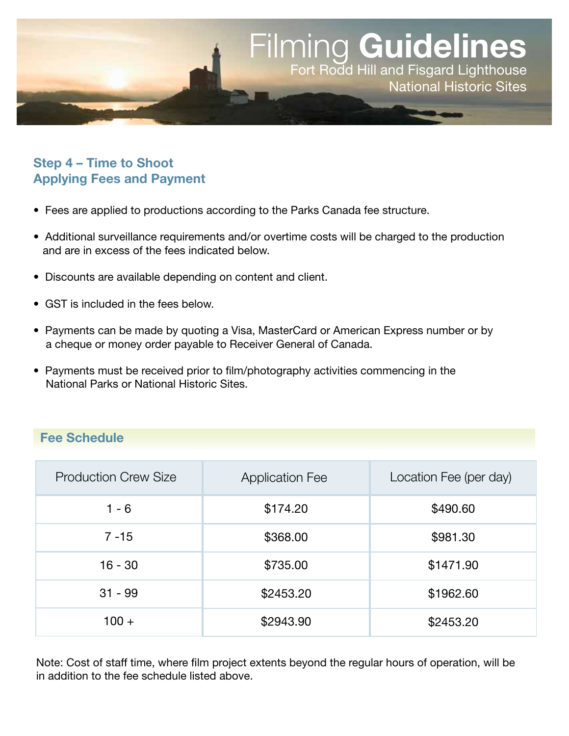# Filming **Guidelines**

Fort Rodd Hill and Fisgard Lighthouse National Historic Sites

## Step 4 – Time to Shoot
## Applying Fees and Payment

- Fees are applied to productions according to the Parks Canada fee structure.
- Additional surveillance requirements and/or overtime costs will be charged to the production and are in excess of the fees indicated below.
- Discounts are available depending on content and client.
- GST is included in the fees below.
- Payments can be made by quoting a Visa, MasterCard or American Express number or by a cheque or money order payable to Receiver General of Canada.
- Payments must be received prior to film/photography activities commencing in the National Parks or National Historic Sites.

### Fee Schedule

| Production Crew Size | Application Fee | Location Fee (per day) |
|---|---|---|
| 1 - 6 | $174.20 | $490.60 |
| 7 -15 | $368.00 | $981.30 |
| 16 - 30 | $735.00 | $1471.90 |
| 31 - 99 | $2453.20 | $1962.60 |
| 100 + | $2943.90 | $2453.20 |

Note: Cost of staff time, where film project extents beyond the regular hours of operation, will be in addition to the fee schedule listed above.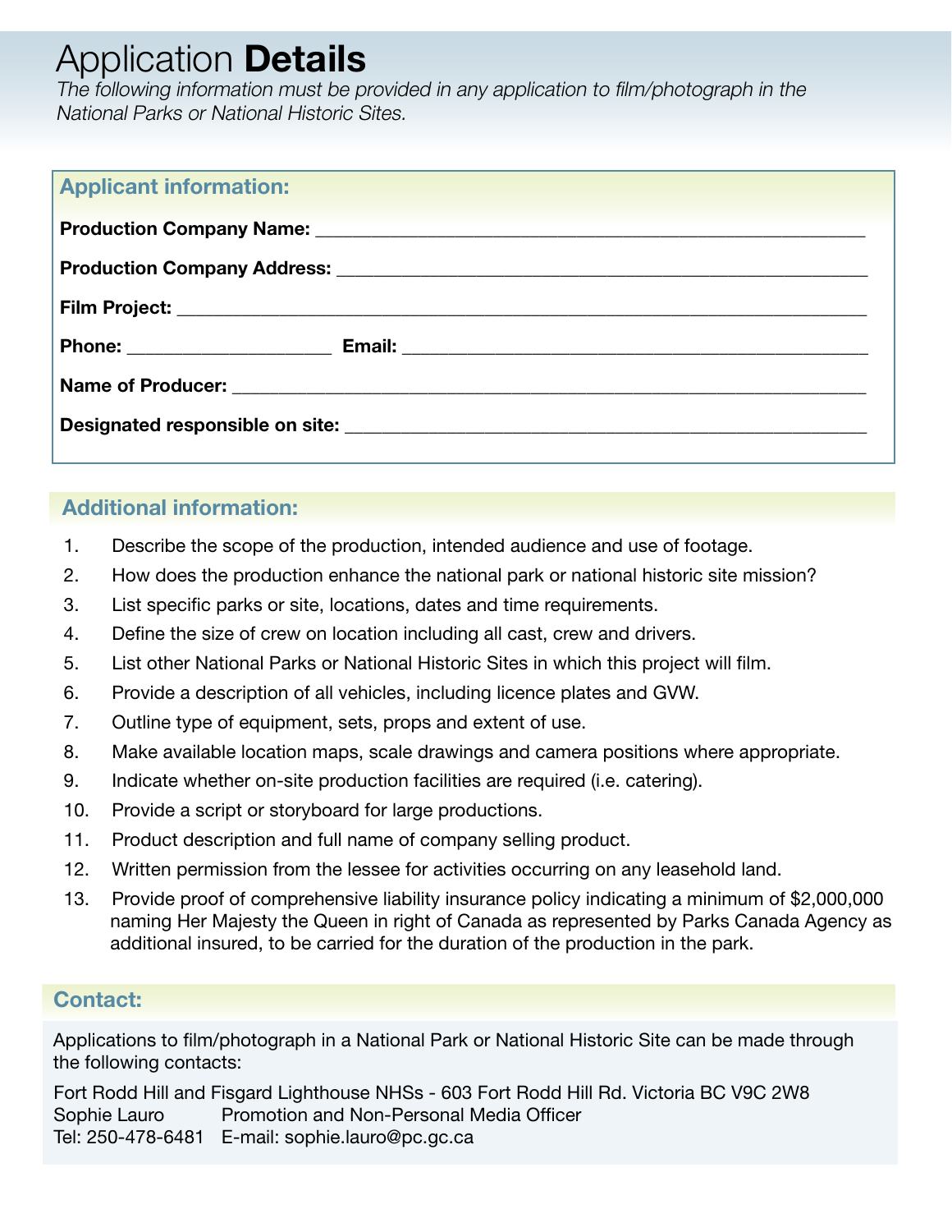# Application **Details**

*The following information must be provided in any application to film/photograph in the National Parks or National Historic Sites.*

## Applicant information:

**Production Company Name:** ____________________________________________

**Production Company Address:** ____________________________________________

**Film Project:** ____________________________________________

**Phone:** ____________________ **Email:** ____________________________________________

**Name of Producer:** ____________________________________________

**Designated responsible on site:** ____________________________________________

## Additional information:

1. Describe the scope of the production, intended audience and use of footage.
2. How does the production enhance the national park or national historic site mission?
3. List specific parks or site, locations, dates and time requirements.
4. Define the size of crew on location including all cast, crew and drivers.
5. List other National Parks or National Historic Sites in which this project will film.
6. Provide a description of all vehicles, including licence plates and GVW.
7. Outline type of equipment, sets, props and extent of use.
8. Make available location maps, scale drawings and camera positions where appropriate.
9. Indicate whether on-site production facilities are required (i.e. catering).
10. Provide a script or storyboard for large productions.
11. Product description and full name of company selling product.
12. Written permission from the lessee for activities occurring on any leasehold land.
13. Provide proof of comprehensive liability insurance policy indicating a minimum of $2,000,000 naming Her Majesty the Queen in right of Canada as represented by Parks Canada Agency as additional insured, to be carried for the duration of the production in the park.

## Contact:

Applications to film/photograph in a National Park or National Historic Site can be made through the following contacts:

Fort Rodd Hill and Fisgard Lighthouse NHSs - 603 Fort Rodd Hill Rd. Victoria BC V9C 2W8
Sophie Lauro Promotion and Non-Personal Media Officer
Tel: 250-478-6481 E-mail: sophie.lauro@pc.gc.ca